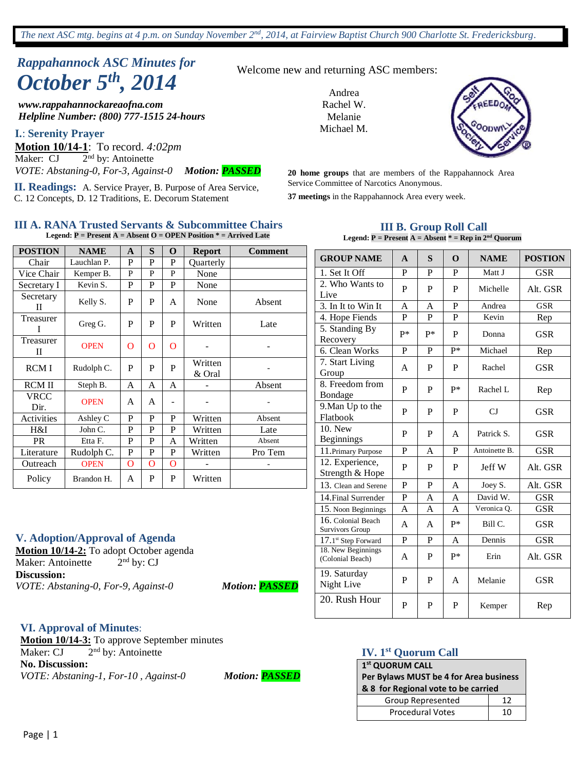*The next ASC mtg. begins at 4 p.m. on Sunday November 2nd, 2014, at Fairview Baptist Church 900 Charlotte St. Fredericksburg.*

# *Rappahannock ASC Minutes for October 5th, 2014*

***www.rappahannockareaofna.com***
***Helpline Number: (800) 777-1515 24-hours***

Welcome new and returning ASC members:

Andrea
Rachel W.
Melanie
Michael M.

**20 home groups** that are members of the Rappahannock Area Service Committee of Narcotics Anonymous.

**37 meetings** in the Rappahannock Area every week.

## I.: Serenity Prayer

**Motion 10/14-1**: To record. *4:02pm*
Maker: CJ 2nd by: Antoinette
*VOTE: Abstaning-0, For-3, Against-0* ***Motion: PASSED***

## II. Readings:

A. Service Prayer, B. Purpose of Area Service, C. 12 Concepts, D. 12 Traditions, E. Decorum Statement

## III A. RANA Trusted Servants & Subcommittee Chairs

**Legend: P = Present A = Absent O = OPEN Position * = Arrived Late**

| POSTION | NAME | A | S | O | Report | Comment |
|---|---|---|---|---|---|---|
| Chair | Lauchlan P. | P | P | P | Quarterly | |
| Vice Chair | Kemper B. | P | P | P | None | |
| Secretary I | Kevin S. | P | P | P | None | |
| Secretary II | Kelly S. | P | P | A | None | Absent |
| Treasurer I | Greg G. | P | P | P | Written | Late |
| Treasurer II | OPEN | O | O | O | - | - |
| RCM I | Rudolph C. | P | P | P | Written & Oral | - |
| RCM II | Steph B. | A | A | A | - | Absent |
| VRCC Dir. | OPEN | A | A | - | - | - |
| Activities | Ashley C | P | P | P | Written | Absent |
| H&I | John C. | P | P | P | Written | Late |
| PR | Etta F. | P | P | A | Written | Absent |
| Literature | Rudolph C. | P | P | P | Written | Pro Tem |
| Outreach | OPEN | O | O | O | - | - |
| Policy | Brandon H. | A | P | P | Written | |

## III B. Group Roll Call

**Legend: P = Present A = Absent * = Rep in 2nd Quorum**

| GROUP NAME | A | S | O | NAME | POSTION |
|---|---|---|---|---|---|
| 1. Set It Off | P | P | P | Matt J | GSR |
| 2. Who Wants to Live | P | P | P | Michelle | Alt. GSR |
| 3. In It to Win It | A | A | P | Andrea | GSR |
| 4. Hope Fiends | P | P | P | Kevin | Rep |
| 5. Standing By Recovery | P* | P* | P | Donna | GSR |
| 6. Clean Works | P | P | P* | Michael | Rep |
| 7. Start Living Group | A | P | P | Rachel | GSR |
| 8. Freedom from Bondage | P | P | P* | Rachel L | Rep |
| 9.Man Up to the Flatbook | P | P | P | CJ | GSR |
| 10. New Beginnings | P | P | A | Patrick S. | GSR |
| 11.Primary Purpose | P | A | P | Antoinette B. | GSR |
| 12. Experience, Strength & Hope | P | P | P | Jeff W | Alt. GSR |
| 13. Clean and Serene | P | P | A | Joey S. | Alt. GSR |
| 14.Final Surrender | P | A | A | David W. | GSR |
| 15. Noon Beginnings | A | A | A | Veronica Q. | GSR |
| 16. Colonial Beach Survivors Group | A | A | P* | Bill C. | GSR |
| 17.1st Step Forward | P | P | A | Dennis | GSR |
| 18. New Beginnings (Colonial Beach) | A | P | P* | Erin | Alt. GSR |
| 19. Saturday Night Live | P | P | A | Melanie | GSR |
| 20. Rush Hour | P | P | P | Kemper | Rep |

## IV. 1st Quorum Call

| 1st QUORUM CALL Per Bylaws MUST be 4 for Area business & 8 for Regional vote to be carried | |
|---|---|
| Group Represented | 12 |
| Procedural Votes | 10 |

## V. Adoption/Approval of Agenda

**Motion 10/14-2:** To adopt October agenda
Maker: Antoinette 2nd by: CJ
**Discussion:**
*VOTE: Abstaning-0, For-9, Against-0* ***Motion: PASSED***

## VI. Approval of Minutes:

**Motion 10/14-3:** To approve September minutes
Maker: CJ 2nd by: Antoinette
**No. Discussion:**
*VOTE: Abstaning-1, For-10 , Against-0* ***Motion: PASSED***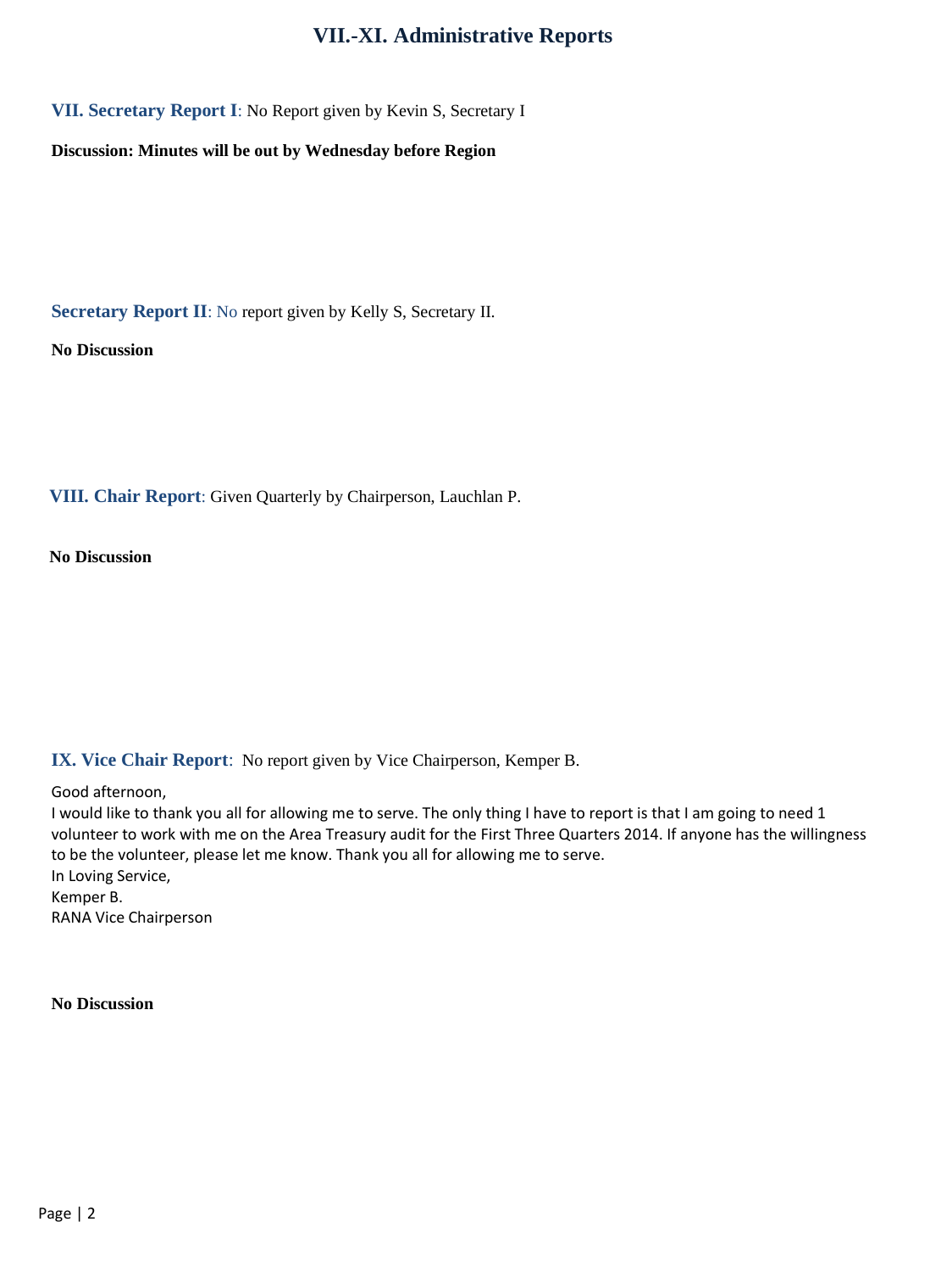# VII.-XI. Administrative Reports

**VII. Secretary Report I**: No Report given by Kevin S, Secretary I

**Discussion: Minutes will be out by Wednesday before Region**

**Secretary Report II**: No report given by Kelly S, Secretary II.

**No Discussion**

**VIII. Chair Report**: Given Quarterly by Chairperson, Lauchlan P.

**No Discussion**

**IX. Vice Chair Report**: No report given by Vice Chairperson, Kemper B.

Good afternoon,
I would like to thank you all for allowing me to serve. The only thing I have to report is that I am going to need 1 volunteer to work with me on the Area Treasury audit for the First Three Quarters 2014. If anyone has the willingness to be the volunteer, please let me know. Thank you all for allowing me to serve.
In Loving Service,
Kemper B.
RANA Vice Chairperson

**No Discussion**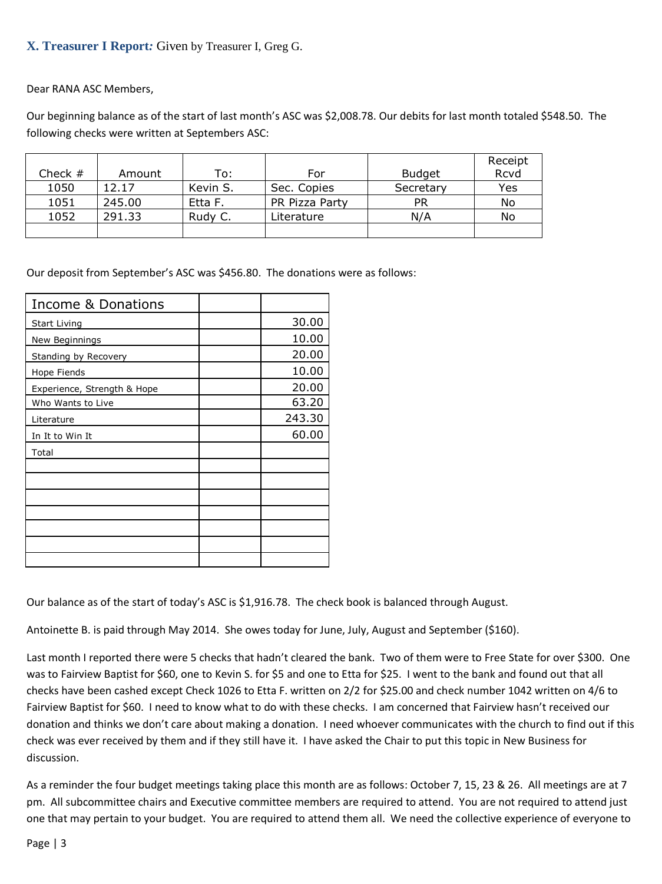### X. Treasurer I Report: Given by Treasurer I, Greg G.

Dear RANA ASC Members,

Our beginning balance as of the start of last month's ASC was $2,008.78. Our debits for last month totaled $548.50. The following checks were written at Septembers ASC:

| Check # | Amount | To: | For | Budget | Receipt Rcvd |
|---|---|---|---|---|---|
| 1050 | 12.17 | Kevin S. | Sec. Copies | Secretary | Yes |
| 1051 | 245.00 | Etta F. | PR Pizza Party | PR | No |
| 1052 | 291.33 | Rudy C. | Literature | N/A | No |
| | | | | | |

Our deposit from September's ASC was $456.80. The donations were as follows:

| Income & Donations | | |
|---|---|---|
| Start Living | | 30.00 |
| New Beginnings | | 10.00 |
| Standing by Recovery | | 20.00 |
| Hope Fiends | | 10.00 |
| Experience, Strength & Hope | | 20.00 |
| Who Wants to Live | | 63.20 |
| Literature | | 243.30 |
| In It to Win It | | 60.00 |
| Total | | |
| | | |
| | | |
| | | |
| | | |
| | | |
| | | |
| | | |

Our balance as of the start of today's ASC is $1,916.78. The check book is balanced through August.

Antoinette B. is paid through May 2014. She owes today for June, July, August and September ($160).

Last month I reported there were 5 checks that hadn't cleared the bank. Two of them were to Free State for over $300. One was to Fairview Baptist for $60, one to Kevin S. for $5 and one to Etta for $25. I went to the bank and found out that all checks have been cashed except Check 1026 to Etta F. written on 2/2 for $25.00 and check number 1042 written on 4/6 to Fairview Baptist for $60. I need to know what to do with these checks. I am concerned that Fairview hasn't received our donation and thinks we don't care about making a donation. I need whoever communicates with the church to find out if this check was ever received by them and if they still have it. I have asked the Chair to put this topic in New Business for discussion.

As a reminder the four budget meetings taking place this month are as follows: October 7, 15, 23 & 26. All meetings are at 7 pm. All subcommittee chairs and Executive committee members are required to attend. You are not required to attend just one that may pertain to your budget. You are required to attend them all. We need the collective experience of everyone to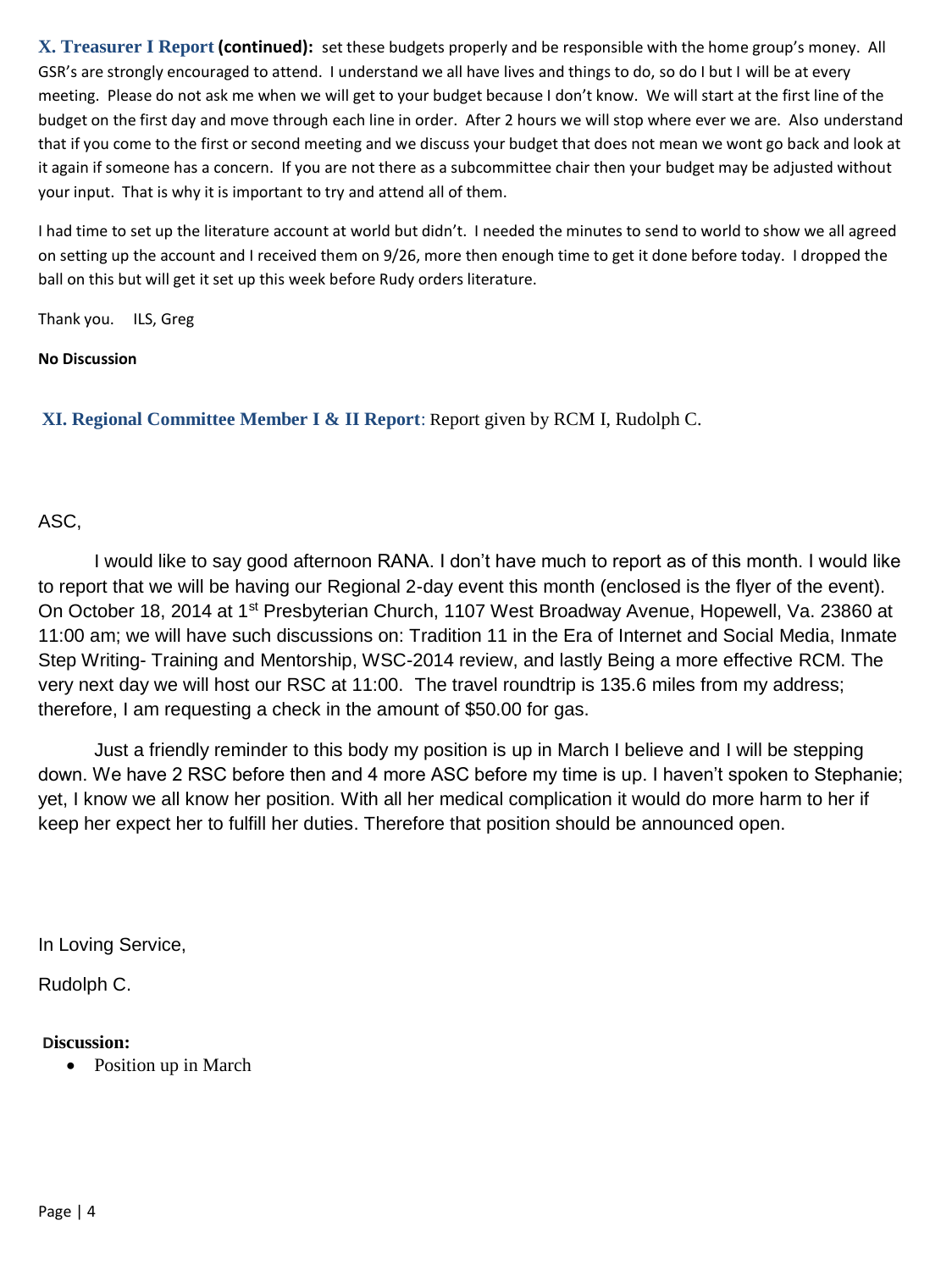**X. Treasurer I Report (continued):** set these budgets properly and be responsible with the home group's money. All GSR's are strongly encouraged to attend. I understand we all have lives and things to do, so do I but I will be at every meeting. Please do not ask me when we will get to your budget because I don't know. We will start at the first line of the budget on the first day and move through each line in order. After 2 hours we will stop where ever we are. Also understand that if you come to the first or second meeting and we discuss your budget that does not mean we wont go back and look at it again if someone has a concern. If you are not there as a subcommittee chair then your budget may be adjusted without your input. That is why it is important to try and attend all of them.

I had time to set up the literature account at world but didn't. I needed the minutes to send to world to show we all agreed on setting up the account and I received them on 9/26, more then enough time to get it done before today. I dropped the ball on this but will get it set up this week before Rudy orders literature.

Thank you. ILS, Greg

**No Discussion**

**XI. Regional Committee Member I & II Report**: Report given by RCM I, Rudolph C.

ASC,

I would like to say good afternoon RANA. I don't have much to report as of this month. I would like to report that we will be having our Regional 2-day event this month (enclosed is the flyer of the event). On October 18, 2014 at 1st Presbyterian Church, 1107 West Broadway Avenue, Hopewell, Va. 23860 at 11:00 am; we will have such discussions on: Tradition 11 in the Era of Internet and Social Media, Inmate Step Writing- Training and Mentorship, WSC-2014 review, and lastly Being a more effective RCM. The very next day we will host our RSC at 11:00. The travel roundtrip is 135.6 miles from my address; therefore, I am requesting a check in the amount of $50.00 for gas.

Just a friendly reminder to this body my position is up in March I believe and I will be stepping down. We have 2 RSC before then and 4 more ASC before my time is up. I haven't spoken to Stephanie; yet, I know we all know her position. With all her medical complication it would do more harm to her if keep her expect her to fulfill her duties. Therefore that position should be announced open.

In Loving Service,

Rudolph C.

**Discussion:**

- Position up in March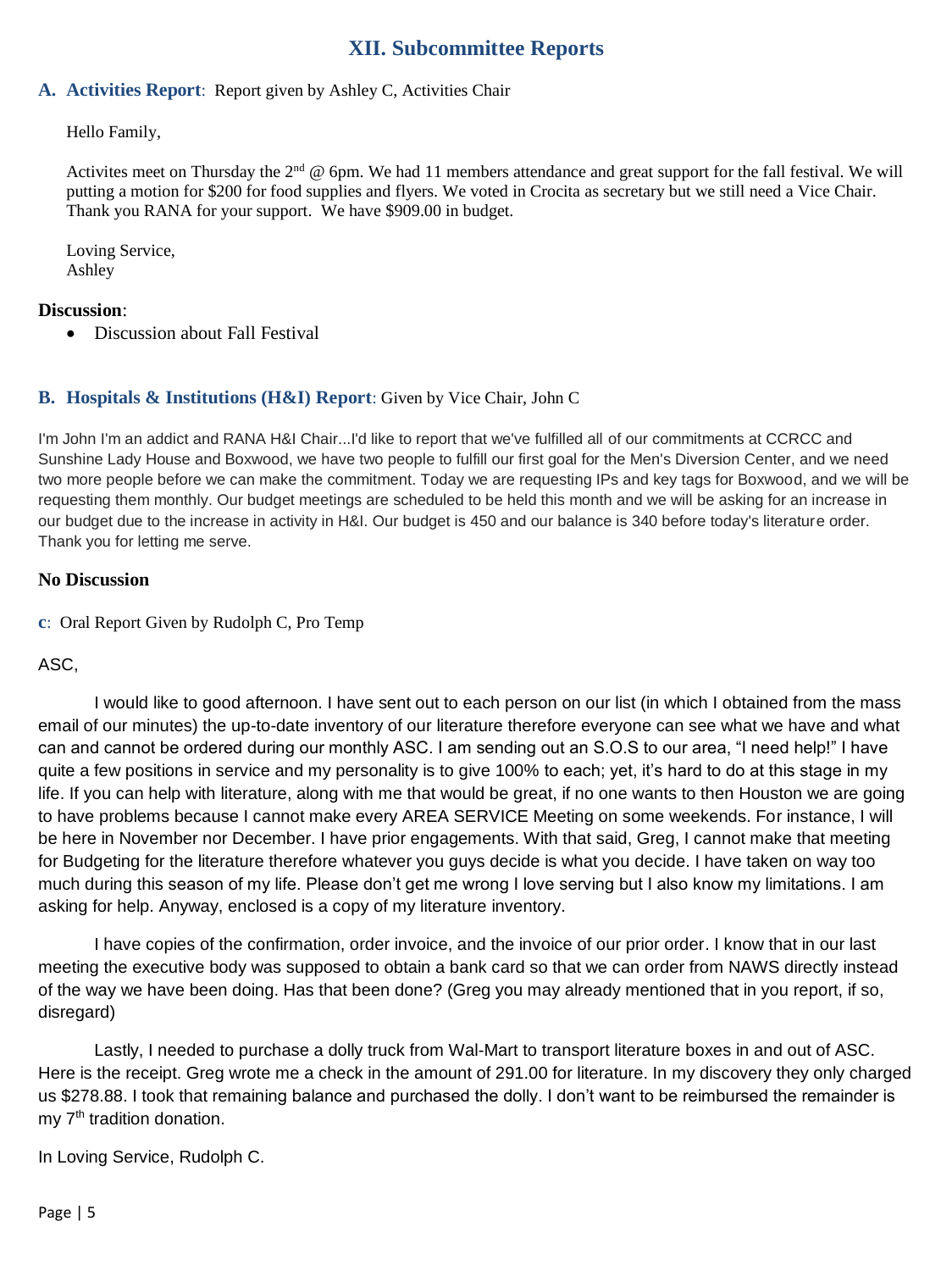## XII. Subcommittee Reports

### A. Activities Report: Report given by Ashley C, Activities Chair

Hello Family,

Activites meet on Thursday the 2nd @ 6pm. We had 11 members attendance and great support for the fall festival. We will putting a motion for $200 for food supplies and flyers. We voted in Crocita as secretary but we still need a Vice Chair. Thank you RANA for your support. We have $909.00 in budget.

Loving Service,
Ashley

**Discussion**:

- Discussion about Fall Festival

### B. Hospitals & Institutions (H&I) Report: Given by Vice Chair, John C

I'm John I'm an addict and RANA H&I Chair...I'd like to report that we've fulfilled all of our commitments at CCRCC and Sunshine Lady House and Boxwood, we have two people to fulfill our first goal for the Men's Diversion Center, and we need two more people before we can make the commitment. Today we are requesting IPs and key tags for Boxwood, and we will be requesting them monthly. Our budget meetings are scheduled to be held this month and we will be asking for an increase in our budget due to the increase in activity in H&I. Our budget is 450 and our balance is 340 before today's literature order. Thank you for letting me serve.

**No Discussion**

**c**: Oral Report Given by Rudolph C, Pro Temp

ASC,

I would like to good afternoon. I have sent out to each person on our list (in which I obtained from the mass email of our minutes) the up-to-date inventory of our literature therefore everyone can see what we have and what can and cannot be ordered during our monthly ASC. I am sending out an S.O.S to our area, "I need help!" I have quite a few positions in service and my personality is to give 100% to each; yet, it's hard to do at this stage in my life. If you can help with literature, along with me that would be great, if no one wants to then Houston we are going to have problems because I cannot make every AREA SERVICE Meeting on some weekends. For instance, I will be here in November nor December. I have prior engagements. With that said, Greg, I cannot make that meeting for Budgeting for the literature therefore whatever you guys decide is what you decide. I have taken on way too much during this season of my life. Please don't get me wrong I love serving but I also know my limitations. I am asking for help. Anyway, enclosed is a copy of my literature inventory.

I have copies of the confirmation, order invoice, and the invoice of our prior order. I know that in our last meeting the executive body was supposed to obtain a bank card so that we can order from NAWS directly instead of the way we have been doing. Has that been done? (Greg you may already mentioned that in you report, if so, disregard)

Lastly, I needed to purchase a dolly truck from Wal-Mart to transport literature boxes in and out of ASC. Here is the receipt. Greg wrote me a check in the amount of 291.00 for literature. In my discovery they only charged us $278.88. I took that remaining balance and purchased the dolly. I don't want to be reimbursed the remainder is my 7th tradition donation.

In Loving Service, Rudolph C.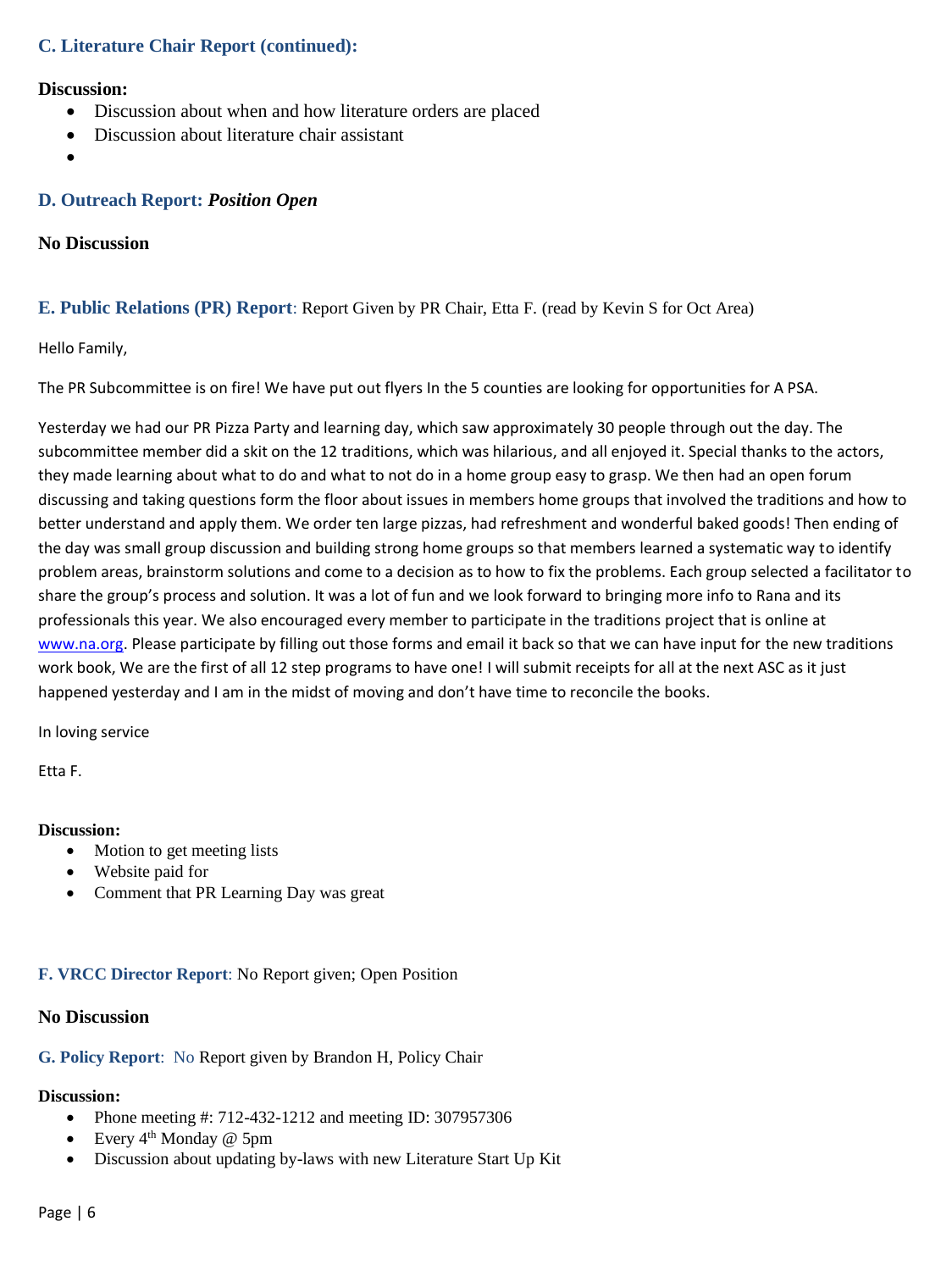### C. Literature Chair Report (continued):

**Discussion:**

- Discussion about when and how literature orders are placed
- Discussion about literature chair assistant
- 

### D. Outreach Report: *Position Open*

**No Discussion**

### E. Public Relations (PR) Report: Report Given by PR Chair, Etta F. (read by Kevin S for Oct Area)

Hello Family,

The PR Subcommittee is on fire! We have put out flyers In the 5 counties are looking for opportunities for A PSA.

Yesterday we had our PR Pizza Party and learning day, which saw approximately 30 people through out the day. The subcommittee member did a skit on the 12 traditions, which was hilarious, and all enjoyed it. Special thanks to the actors, they made learning about what to do and what to not do in a home group easy to grasp. We then had an open forum discussing and taking questions form the floor about issues in members home groups that involved the traditions and how to better understand and apply them. We order ten large pizzas, had refreshment and wonderful baked goods! Then ending of the day was small group discussion and building strong home groups so that members learned a systematic way to identify problem areas, brainstorm solutions and come to a decision as to how to fix the problems. Each group selected a facilitator to share the group's process and solution. It was a lot of fun and we look forward to bringing more info to Rana and its professionals this year. We also encouraged every member to participate in the traditions project that is online at www.na.org. Please participate by filling out those forms and email it back so that we can have input for the new traditions work book, We are the first of all 12 step programs to have one! I will submit receipts for all at the next ASC as it just happened yesterday and I am in the midst of moving and don't have time to reconcile the books.

In loving service

Etta F.

**Discussion:**

- Motion to get meeting lists
- Website paid for
- Comment that PR Learning Day was great

### F. VRCC Director Report: No Report given; Open Position

**No Discussion**

### G. Policy Report: No Report given by Brandon H, Policy Chair

**Discussion:**

- Phone meeting #: 712-432-1212 and meeting ID: 307957306
- Every 4th Monday @ 5pm
- Discussion about updating by-laws with new Literature Start Up Kit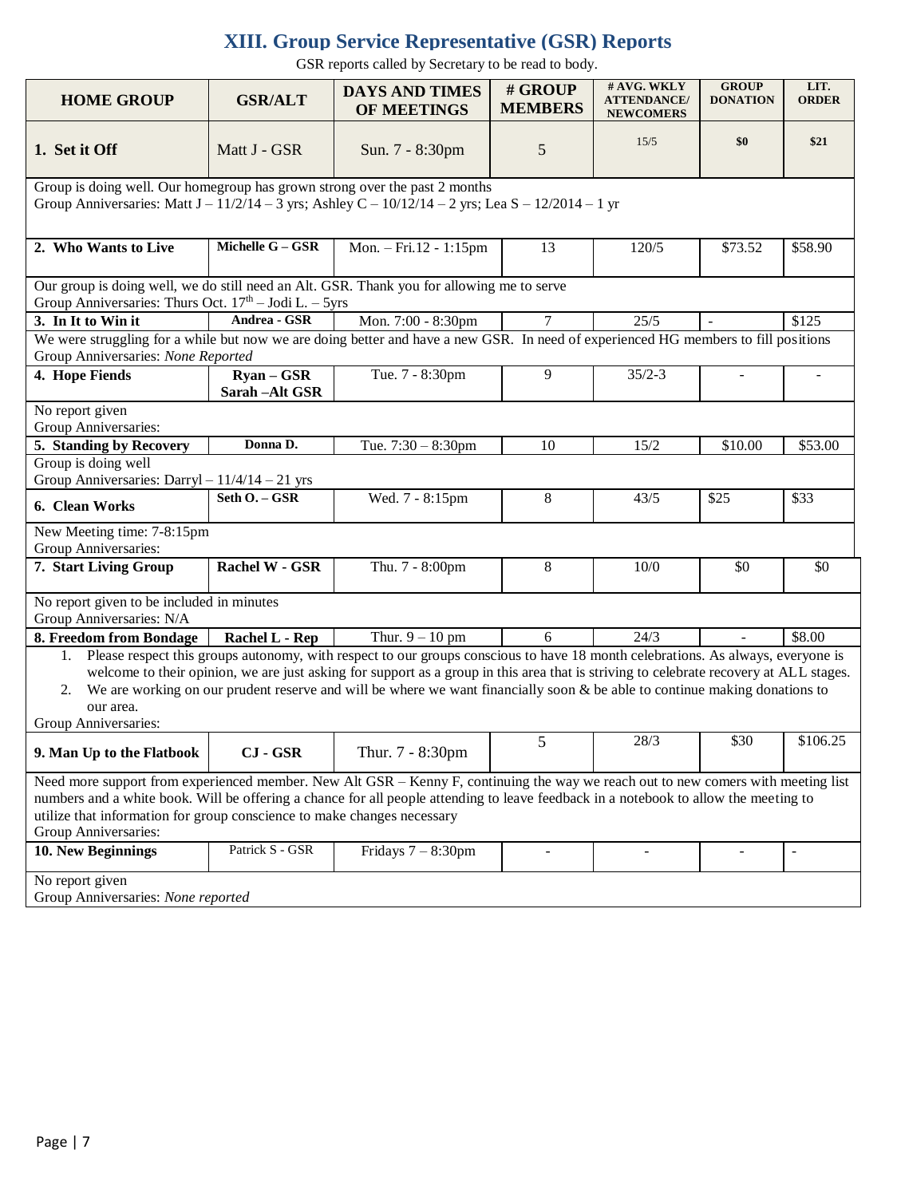# XIII. Group Service Representative (GSR) Reports

GSR reports called by Secretary to be read to body.

| HOME GROUP | GSR/ALT | DAYS AND TIMES OF MEETINGS | # GROUP MEMBERS | # AVG. WKLY ATTENDANCE/ NEWCOMERS | GROUP DONATION | LIT. ORDER |
|---|---|---|---|---|---|---|
| **1. Set it Off** | Matt J - GSR | Sun. 7 - 8:30pm | 5 | 15/5 | **$0** | **$21** |
| Group is doing well. Our homegroup has grown strong over the past 2 months<br>Group Anniversaries: Matt J – 11/2/14 – 3 yrs; Ashley C – 10/12/14 – 2 yrs; Lea S – 12/2014 – 1 yr | | | | | | |
| **2. Who Wants to Live** | **Michelle G – GSR** | Mon. – Fri.12 - 1:15pm | 13 | 120/5 | $73.52 | $58.90 |
| Our group is doing well, we do still need an Alt. GSR. Thank you for allowing me to serve<br>Group Anniversaries: Thurs Oct. 17th – Jodi L. – 5yrs | | | | | | |
| **3. In It to Win it** | **Andrea - GSR** | Mon. 7:00 - 8:30pm | 7 | 25/5 | - | $125 |
| We were struggling for a while but now we are doing better and have a new GSR. In need of experienced HG members to fill positions<br>Group Anniversaries: *None Reported* | | | | | | |
| **4. Hope Fiends** | **Ryan – GSR**<br>**Sarah –Alt GSR** | Tue. 7 - 8:30pm | 9 | 35/2-3 | - | - |
| No report given<br>Group Anniversaries: | | | | | | |
| **5. Standing by Recovery** | **Donna D.** | Tue. 7:30 – 8:30pm | 10 | 15/2 | $10.00 | $53.00 |
| Group is doing well<br>Group Anniversaries: Darryl – 11/4/14 – 21 yrs | | | | | | |
| **6. Clean Works** | **Seth O. – GSR** | Wed. 7 - 8:15pm | 8 | 43/5 | $25 | $33 |
| New Meeting time: 7-8:15pm<br>Group Anniversaries: | | | | | | |
| **7. Start Living Group** | **Rachel W - GSR** | Thu. 7 - 8:00pm | 8 | 10/0 | $0 | $0 |
| No report given to be included in minutes<br>Group Anniversaries: N/A | | | | | | |
| **8. Freedom from Bondage** | **Rachel L - Rep** | Thur. 9 – 10 pm | 6 | 24/3 | - | $8.00 |
| 1. Please respect this groups autonomy, with respect to our groups conscious to have 18 month celebrations. As always, everyone is welcome to their opinion, we are just asking for support as a group in this area that is striving to celebrate recovery at ALL stages.<br>2. We are working on our prudent reserve and will be where we want financially soon & be able to continue making donations to our area.<br>Group Anniversaries: | | | | | | |
| **9. Man Up to the Flatbook** | **CJ - GSR** | Thur. 7 - 8:30pm | 5 | 28/3 | $30 | $106.25 |
| Need more support from experienced member. New Alt GSR – Kenny F, continuing the way we reach out to new comers with meeting list numbers and a white book. Will be offering a chance for all people attending to leave feedback in a notebook to allow the meeting to utilize that information for group conscience to make changes necessary<br>Group Anniversaries: | | | | | | |
| **10. New Beginnings** | Patrick S - GSR | Fridays 7 – 8:30pm | - | - | - | - |
| No report given<br>Group Anniversaries: *None reported* | | | | | | |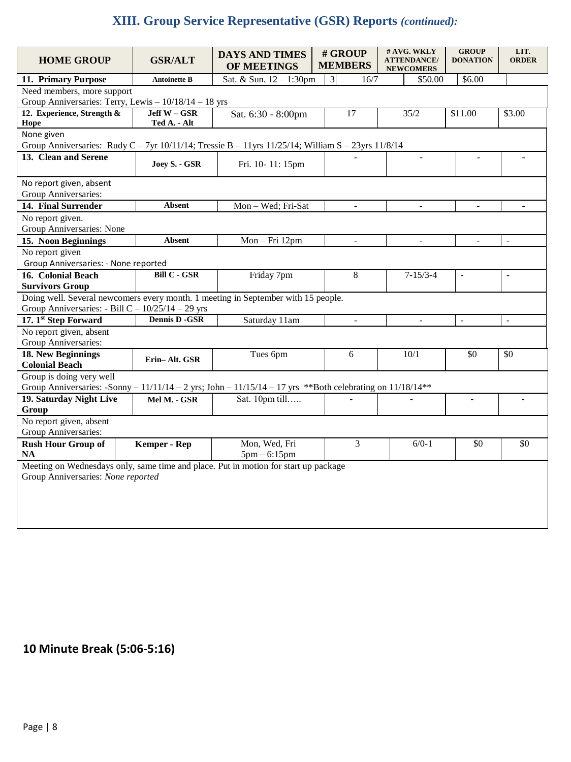## XIII. Group Service Representative (GSR) Reports *(continued):*

| HOME GROUP | GSR/ALT | DAYS AND TIMES OF MEETINGS | # GROUP MEMBERS | # AVG. WKLY ATTENDANCE/ NEWCOMERS | GROUP DONATION | LIT. ORDER |
|---|---|---|---|---|---|---|
| **11. Primary Purpose** | **Antoinette B** | Sat. & Sun. 12 – 1:30pm | 3 | 16/7 | $50.00 | $6.00 |
| Need members, more support<br>Group Anniversaries: Terry, Lewis – 10/18/14 – 18 yrs | | | | | | |
| **12. Experience, Strength & Hope** | **Jeff W – GSR<br>Ted A. - Alt** | Sat. 6:30 - 8:00pm | 17 | 35/2 | $11.00 | $3.00 |
| None given<br>Group Anniversaries: Rudy C – 7yr 10/11/14; Tressie B – 11yrs 11/25/14; William S – 23yrs 11/8/14 | | | | | | |
| **13. Clean and Serene** | **Joey S. - GSR** | Fri. 10- 11: 15pm | - | - | - | - |
| No report given, absent<br>Group Anniversaries: | | | | | | |
| **14. Final Surrender** | **Absent** | Mon – Wed; Fri-Sat | - | - | - | - |
| No report given.<br>Group Anniversaries: None | | | | | | |
| **15. Noon Beginnings** | **Absent** | Mon – Fri 12pm | - | - | - | - |
| No report given<br>Group Anniversaries: - None reported | | | | | | |
| **16. Colonial Beach Survivors Group** | **Bill C - GSR** | Friday 7pm | 8 | 7-15/3-4 | - | - |
| Doing well. Several newcomers every month. 1 meeting in September with 15 people.<br>Group Anniversaries: - Bill C – 10/25/14 – 29 yrs | | | | | | |
| **17. 1st Step Forward** | **Dennis D -GSR** | Saturday 11am | - | - | - | - |
| No report given, absent<br>Group Anniversaries: | | | | | | |
| **18. New Beginnings Colonial Beach** | **Erin– Alt. GSR** | Tues 6pm | 6 | 10/1 | $0 | $0 |
| Group is doing very well<br>Group Anniversaries: -Sonny – 11/11/14 – 2 yrs; John – 11/15/14 – 17 yrs **Both celebrating on 11/18/14** | | | | | | |
| **19. Saturday Night Live Group** | **Mel M. - GSR** | Sat. 10pm till….. | - | - | - | - |
| No report given, absent<br>Group Anniversaries: | | | | | | |
| **Rush Hour Group of NA** | **Kemper - Rep** | Mon, Wed, Fri<br>5pm – 6:15pm | 3 | 6/0-1 | $0 | $0 |
| Meeting on Wednesdays only, same time and place. Put in motion for start up package<br>Group Anniversaries: *None reported* | | | | | | |

**10 Minute Break (5:06-5:16)**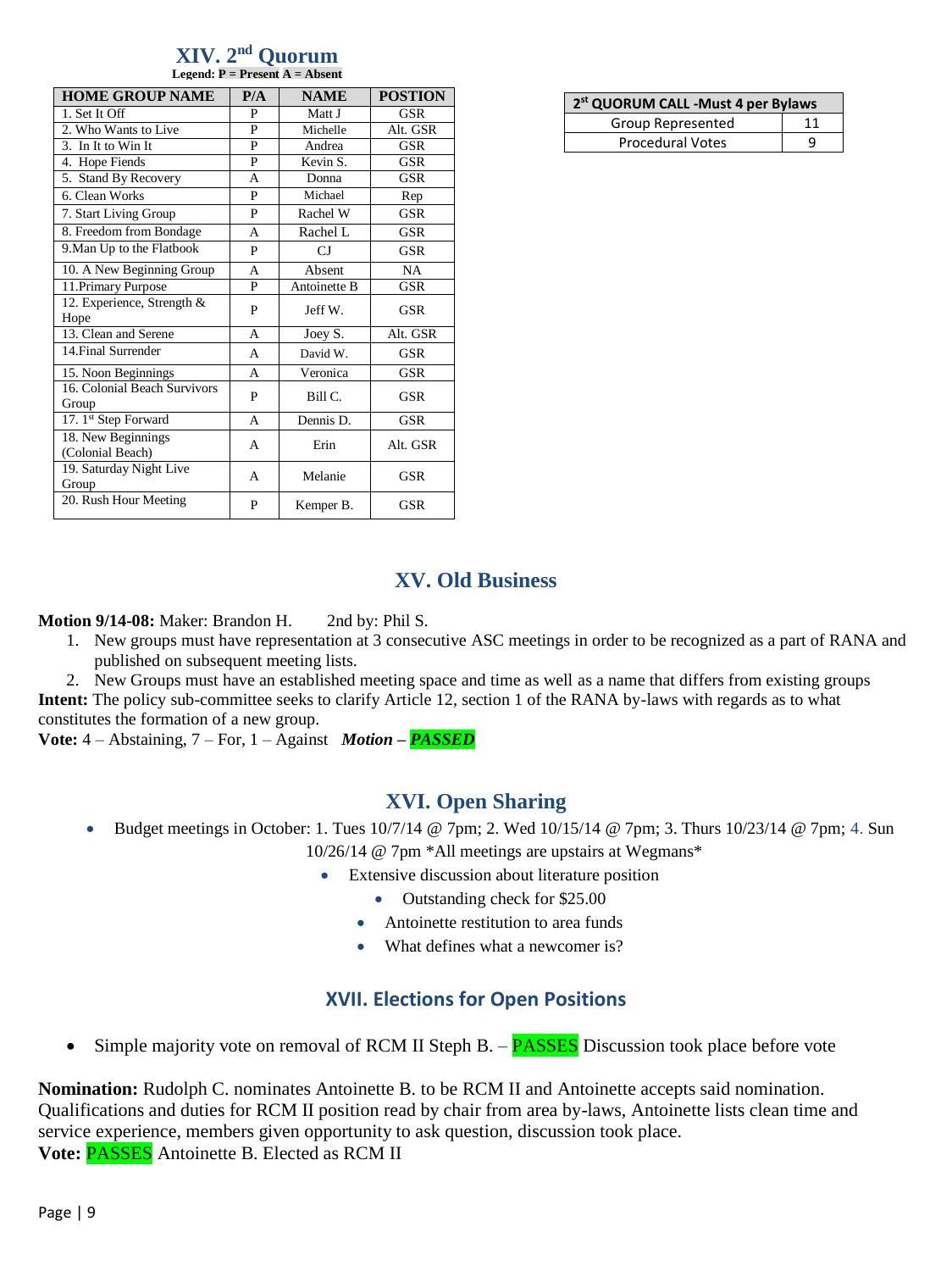## XIV. 2nd Quorum

**Legend: P = Present A = Absent**

| HOME GROUP NAME | P/A | NAME | POSTION |
|---|---|---|---|
| 1. Set It Off | P | Matt J | GSR |
| 2. Who Wants to Live | P | Michelle | Alt. GSR |
| 3. In It to Win It | P | Andrea | GSR |
| 4. Hope Fiends | P | Kevin S. | GSR |
| 5. Stand By Recovery | A | Donna | GSR |
| 6. Clean Works | P | Michael | Rep |
| 7. Start Living Group | P | Rachel W | GSR |
| 8. Freedom from Bondage | A | Rachel L | GSR |
| 9.Man Up to the Flatbook | P | CJ | GSR |
| 10. A New Beginning Group | A | Absent | NA |
| 11.Primary Purpose | P | Antoinette B | GSR |
| 12. Experience, Strength & Hope | P | Jeff W. | GSR |
| 13. Clean and Serene | A | Joey S. | Alt. GSR |
| 14.Final Surrender | A | David W. | GSR |
| 15. Noon Beginnings | A | Veronica | GSR |
| 16. Colonial Beach Survivors Group | P | Bill C. | GSR |
| 17. 1st Step Forward | A | Dennis D. | GSR |
| 18. New Beginnings (Colonial Beach) | A | Erin | Alt. GSR |
| 19. Saturday Night Live Group | A | Melanie | GSR |
| 20. Rush Hour Meeting | P | Kemper B. | GSR |

| 2st QUORUM CALL -Must 4 per Bylaws | |
|---|---|
| Group Represented | 11 |
| Procedural Votes | 9 |

## XV. Old Business

**Motion 9/14-08:** Maker: Brandon H. 2nd by: Phil S.

1. New groups must have representation at 3 consecutive ASC meetings in order to be recognized as a part of RANA and published on subsequent meeting lists.
2. New Groups must have an established meeting space and time as well as a name that differs from existing groups

**Intent:** The policy sub-committee seeks to clarify Article 12, section 1 of the RANA by-laws with regards as to what constitutes the formation of a new group.

**Vote:** 4 – Abstaining, 7 – For, 1 – Against ***Motion* – *PASSED***

## XVI. Open Sharing

- Budget meetings in October: 1. Tues 10/7/14 @ 7pm; 2. Wed 10/15/14 @ 7pm; 3. Thurs 10/23/14 @ 7pm; 4. Sun 10/26/14 @ 7pm *All meetings are upstairs at Wegmans*
  - Extensive discussion about literature position
    - Outstanding check for $25.00
    - Antoinette restitution to area funds
    - What defines what a newcomer is?

## XVII. Elections for Open Positions

- Simple majority vote on removal of RCM II Steph B. – PASSES Discussion took place before vote

**Nomination:** Rudolph C. nominates Antoinette B. to be RCM II and Antoinette accepts said nomination. Qualifications and duties for RCM II position read by chair from area by-laws, Antoinette lists clean time and service experience, members given opportunity to ask question, discussion took place.

**Vote:** PASSES Antoinette B. Elected as RCM II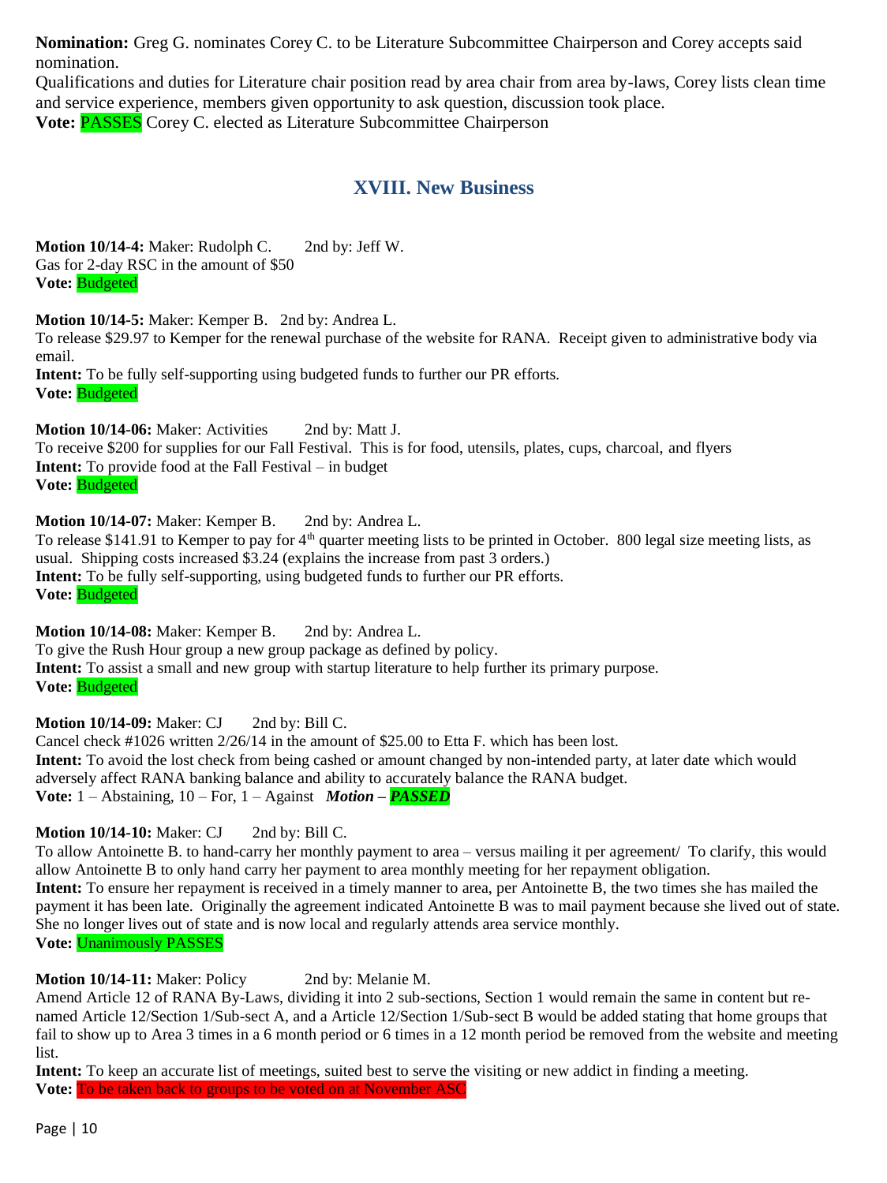**Nomination:** Greg G. nominates Corey C. to be Literature Subcommittee Chairperson and Corey accepts said nomination.

Qualifications and duties for Literature chair position read by area chair from area by-laws, Corey lists clean time and service experience, members given opportunity to ask question, discussion took place.

**Vote:** PASSES Corey C. elected as Literature Subcommittee Chairperson

## XVIII. New Business

**Motion 10/14-4:** Maker: Rudolph C. 2nd by: Jeff W.
Gas for 2-day RSC in the amount of $50
**Vote:** Budgeted

**Motion 10/14-5:** Maker: Kemper B. 2nd by: Andrea L.
To release $29.97 to Kemper for the renewal purchase of the website for RANA. Receipt given to administrative body via email.
**Intent:** To be fully self-supporting using budgeted funds to further our PR efforts.
**Vote:** Budgeted

**Motion 10/14-06:** Maker: Activities 2nd by: Matt J.
To receive $200 for supplies for our Fall Festival. This is for food, utensils, plates, cups, charcoal, and flyers
**Intent:** To provide food at the Fall Festival – in budget
**Vote:** Budgeted

**Motion 10/14-07:** Maker: Kemper B. 2nd by: Andrea L.
To release $141.91 to Kemper to pay for 4th quarter meeting lists to be printed in October. 800 legal size meeting lists, as usual. Shipping costs increased $3.24 (explains the increase from past 3 orders.)
**Intent:** To be fully self-supporting, using budgeted funds to further our PR efforts.
**Vote:** Budgeted

**Motion 10/14-08:** Maker: Kemper B. 2nd by: Andrea L.
To give the Rush Hour group a new group package as defined by policy.
**Intent:** To assist a small and new group with startup literature to help further its primary purpose.
**Vote:** Budgeted

**Motion 10/14-09:** Maker: CJ 2nd by: Bill C.
Cancel check #1026 written 2/26/14 in the amount of $25.00 to Etta F. which has been lost.
**Intent:** To avoid the lost check from being cashed or amount changed by non-intended party, at later date which would adversely affect RANA banking balance and ability to accurately balance the RANA budget.
**Vote:** 1 – Abstaining, 10 – For, 1 – Against ***Motion – PASSED***

**Motion 10/14-10:** Maker: CJ 2nd by: Bill C.
To allow Antoinette B. to hand-carry her monthly payment to area – versus mailing it per agreement/ To clarify, this would allow Antoinette B to only hand carry her payment to area monthly meeting for her repayment obligation.
**Intent:** To ensure her repayment is received in a timely manner to area, per Antoinette B, the two times she has mailed the payment it has been late. Originally the agreement indicated Antoinette B was to mail payment because she lived out of state. She no longer lives out of state and is now local and regularly attends area service monthly.
**Vote:** Unanimously PASSES

**Motion 10/14-11:** Maker: Policy 2nd by: Melanie M.
Amend Article 12 of RANA By-Laws, dividing it into 2 sub-sections, Section 1 would remain the same in content but re-named Article 12/Section 1/Sub-sect A, and a Article 12/Section 1/Sub-sect B would be added stating that home groups that fail to show up to Area 3 times in a 6 month period or 6 times in a 12 month period be removed from the website and meeting list.
**Intent:** To keep an accurate list of meetings, suited best to serve the visiting or new addict in finding a meeting.
**Vote:** To be taken back to groups to be voted on at November ASC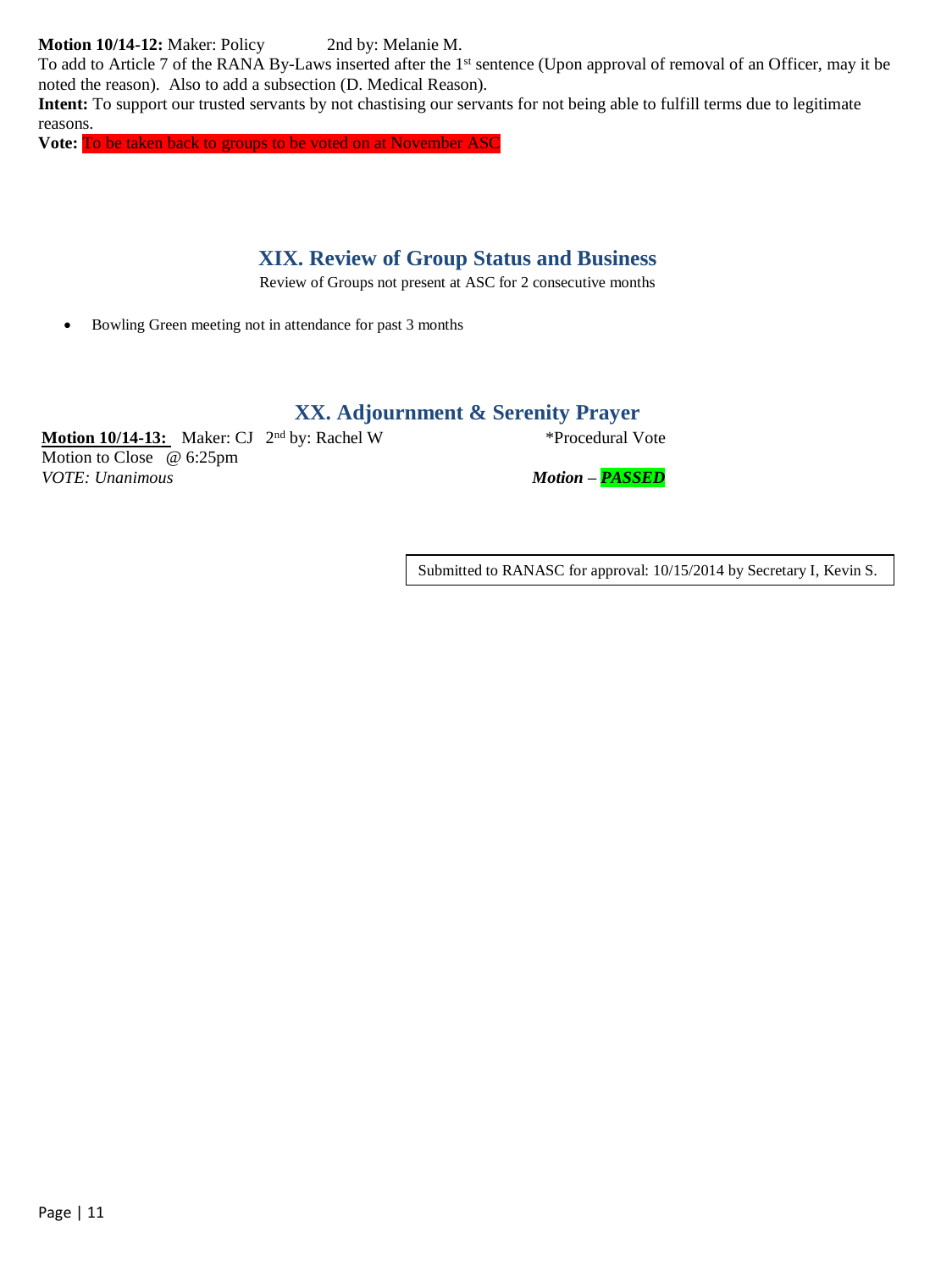**Motion 10/14-12:** Maker: Policy 2nd by: Melanie M.
To add to Article 7 of the RANA By-Laws inserted after the 1st sentence (Upon approval of removal of an Officer, may it be noted the reason). Also to add a subsection (D. Medical Reason).
**Intent:** To support our trusted servants by not chastising our servants for not being able to fulfill terms due to legitimate reasons.
**Vote:** To be taken back to groups to be voted on at November ASC

## XIX. Review of Group Status and Business

Review of Groups not present at ASC for 2 consecutive months

- Bowling Green meeting not in attendance for past 3 months

## XX. Adjournment & Serenity Prayer

**Motion 10/14-13:** Maker: CJ 2nd by: Rachel W *Procedural Vote
Motion to Close @ 6:25pm
*VOTE: Unanimous* ***Motion – PASSED***

Submitted to RANASC for approval: 10/15/2014 by Secretary I, Kevin S.